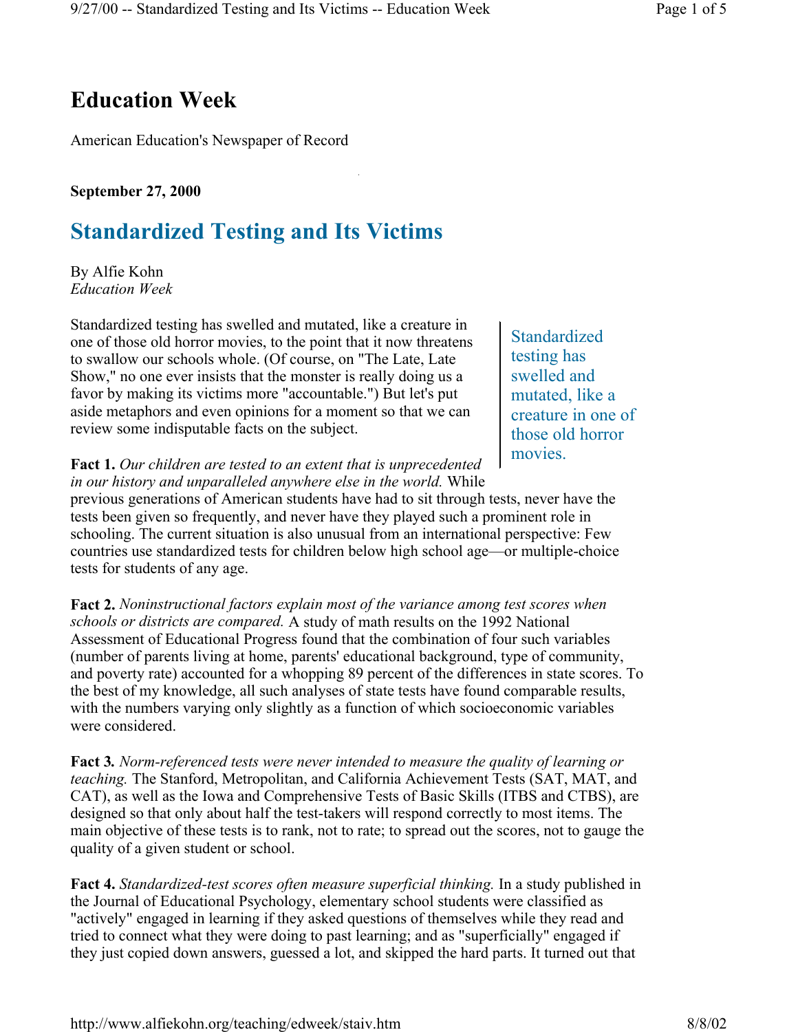# Education Week

American Education's Newspaper of Record

**September 27, 2000**

## Standardized Testing and Its Victims

By Alfie Kohn
*Education Week*

Standardized testing has swelled and mutated, like a creature in one of those old horror movies, to the point that it now threatens to swallow our schools whole. (Of course, on "The Late, Late Show," no one ever insists that the monster is really doing us a favor by making its victims more "accountable.") But let's put aside metaphors and even opinions for a moment so that we can review some indisputable facts on the subject.

> Standardized testing has swelled and mutated, like a creature in one of those old horror movies.

**Fact 1.** *Our children are tested to an extent that is unprecedented in our history and unparalleled anywhere else in the world.* While previous generations of American students have had to sit through tests, never have the tests been given so frequently, and never have they played such a prominent role in schooling. The current situation is also unusual from an international perspective: Few countries use standardized tests for children below high school age—or multiple-choice tests for students of any age.

**Fact 2.** *Noninstructional factors explain most of the variance among test scores when schools or districts are compared.* A study of math results on the 1992 National Assessment of Educational Progress found that the combination of four such variables (number of parents living at home, parents' educational background, type of community, and poverty rate) accounted for a whopping 89 percent of the differences in state scores. To the best of my knowledge, all such analyses of state tests have found comparable results, with the numbers varying only slightly as a function of which socioeconomic variables were considered.

**Fact 3.** *Norm-referenced tests were never intended to measure the quality of learning or teaching.* The Stanford, Metropolitan, and California Achievement Tests (SAT, MAT, and CAT), as well as the Iowa and Comprehensive Tests of Basic Skills (ITBS and CTBS), are designed so that only about half the test-takers will respond correctly to most items. The main objective of these tests is to rank, not to rate; to spread out the scores, not to gauge the quality of a given student or school.

**Fact 4.** *Standardized-test scores often measure superficial thinking.* In a study published in the Journal of Educational Psychology, elementary school students were classified as "actively" engaged in learning if they asked questions of themselves while they read and tried to connect what they were doing to past learning; and as "superficially" engaged if they just copied down answers, guessed a lot, and skipped the hard parts. It turned out that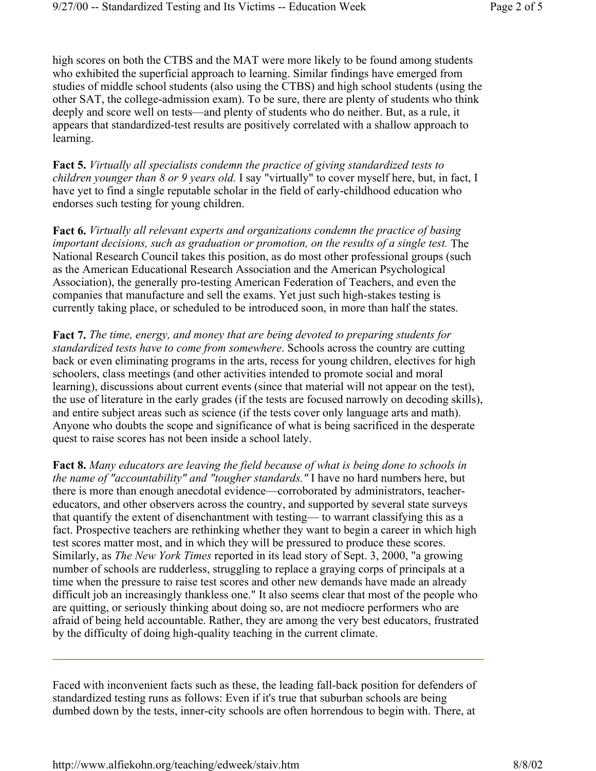high scores on both the CTBS and the MAT were more likely to be found among students who exhibited the superficial approach to learning. Similar findings have emerged from studies of middle school students (also using the CTBS) and high school students (using the other SAT, the college-admission exam). To be sure, there are plenty of students who think deeply and score well on tests—and plenty of students who do neither. But, as a rule, it appears that standardized-test results are positively correlated with a shallow approach to learning.

**Fact 5.** *Virtually all specialists condemn the practice of giving standardized tests to children younger than 8 or 9 years old.* I say "virtually" to cover myself here, but, in fact, I have yet to find a single reputable scholar in the field of early-childhood education who endorses such testing for young children.

**Fact 6.** *Virtually all relevant experts and organizations condemn the practice of basing important decisions, such as graduation or promotion, on the results of a single test.* The National Research Council takes this position, as do most other professional groups (such as the American Educational Research Association and the American Psychological Association), the generally pro-testing American Federation of Teachers, and even the companies that manufacture and sell the exams. Yet just such high-stakes testing is currently taking place, or scheduled to be introduced soon, in more than half the states.

**Fact 7.** *The time, energy, and money that are being devoted to preparing students for standardized tests have to come from somewhere*. Schools across the country are cutting back or even eliminating programs in the arts, recess for young children, electives for high schoolers, class meetings (and other activities intended to promote social and moral learning), discussions about current events (since that material will not appear on the test), the use of literature in the early grades (if the tests are focused narrowly on decoding skills), and entire subject areas such as science (if the tests cover only language arts and math). Anyone who doubts the scope and significance of what is being sacrificed in the desperate quest to raise scores has not been inside a school lately.

**Fact 8.** *Many educators are leaving the field because of what is being done to schools in the name of "accountability" and "tougher standards."* I have no hard numbers here, but there is more than enough anecdotal evidence—corroborated by administrators, teacher-educators, and other observers across the country, and supported by several state surveys that quantify the extent of disenchantment with testing— to warrant classifying this as a fact. Prospective teachers are rethinking whether they want to begin a career in which high test scores matter most, and in which they will be pressured to produce these scores. Similarly, as *The New York Times* reported in its lead story of Sept. 3, 2000, "a growing number of schools are rudderless, struggling to replace a graying corps of principals at a time when the pressure to raise test scores and other new demands have made an already difficult job an increasingly thankless one." It also seems clear that most of the people who are quitting, or seriously thinking about doing so, are not mediocre performers who are afraid of being held accountable. Rather, they are among the very best educators, frustrated by the difficulty of doing high-quality teaching in the current climate.

---

Faced with inconvenient facts such as these, the leading fall-back position for defenders of standardized testing runs as follows: Even if it's true that suburban schools are being dumbed down by the tests, inner-city schools are often horrendous to begin with. There, at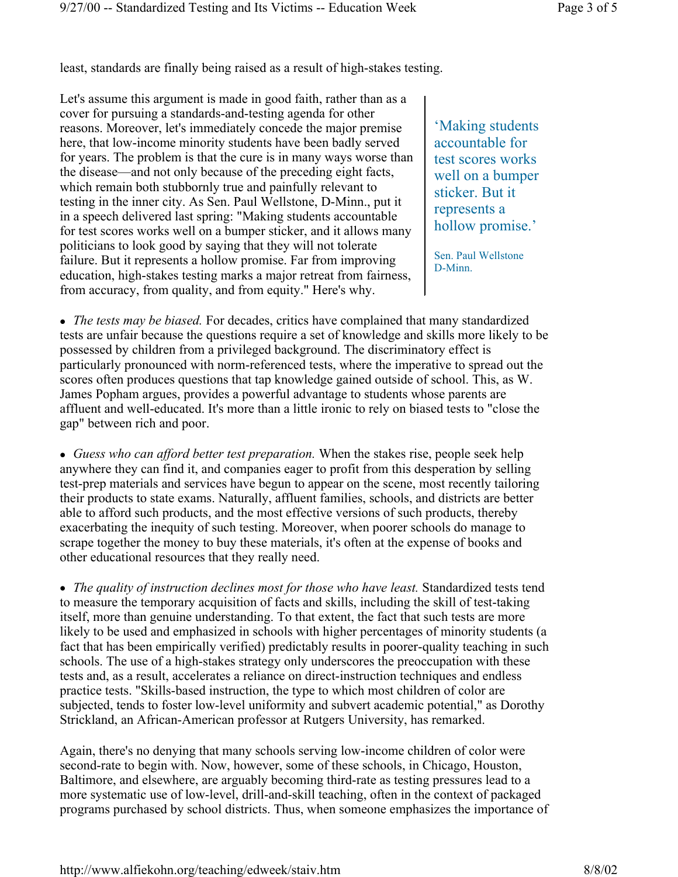least, standards are finally being raised as a result of high-stakes testing.

Let's assume this argument is made in good faith, rather than as a cover for pursuing a standards-and-testing agenda for other reasons. Moreover, let's immediately concede the major premise here, that low-income minority students have been badly served for years. The problem is that the cure is in many ways worse than the disease—and not only because of the preceding eight facts, which remain both stubbornly true and painfully relevant to testing in the inner city. As Sen. Paul Wellstone, D-Minn., put it in a speech delivered last spring: "Making students accountable for test scores works well on a bumper sticker, and it allows many politicians to look good by saying that they will not tolerate failure. But it represents a hollow promise. Far from improving education, high-stakes testing marks a major retreat from fairness, from accuracy, from quality, and from equity." Here's why.

> 'Making students accountable for test scores works well on a bumper sticker. But it represents a hollow promise.'
>
> Sen. Paul Wellstone D-Minn.

- *The tests may be biased.* For decades, critics have complained that many standardized tests are unfair because the questions require a set of knowledge and skills more likely to be possessed by children from a privileged background. The discriminatory effect is particularly pronounced with norm-referenced tests, where the imperative to spread out the scores often produces questions that tap knowledge gained outside of school. This, as W. James Popham argues, provides a powerful advantage to students whose parents are affluent and well-educated. It's more than a little ironic to rely on biased tests to "close the gap" between rich and poor.

- *Guess who can afford better test preparation.* When the stakes rise, people seek help anywhere they can find it, and companies eager to profit from this desperation by selling test-prep materials and services have begun to appear on the scene, most recently tailoring their products to state exams. Naturally, affluent families, schools, and districts are better able to afford such products, and the most effective versions of such products, thereby exacerbating the inequity of such testing. Moreover, when poorer schools do manage to scrape together the money to buy these materials, it's often at the expense of books and other educational resources that they really need.

- *The quality of instruction declines most for those who have least.* Standardized tests tend to measure the temporary acquisition of facts and skills, including the skill of test-taking itself, more than genuine understanding. To that extent, the fact that such tests are more likely to be used and emphasized in schools with higher percentages of minority students (a fact that has been empirically verified) predictably results in poorer-quality teaching in such schools. The use of a high-stakes strategy only underscores the preoccupation with these tests and, as a result, accelerates a reliance on direct-instruction techniques and endless practice tests. "Skills-based instruction, the type to which most children of color are subjected, tends to foster low-level uniformity and subvert academic potential," as Dorothy Strickland, an African-American professor at Rutgers University, has remarked.

Again, there's no denying that many schools serving low-income children of color were second-rate to begin with. Now, however, some of these schools, in Chicago, Houston, Baltimore, and elsewhere, are arguably becoming third-rate as testing pressures lead to a more systematic use of low-level, drill-and-skill teaching, often in the context of packaged programs purchased by school districts. Thus, when someone emphasizes the importance of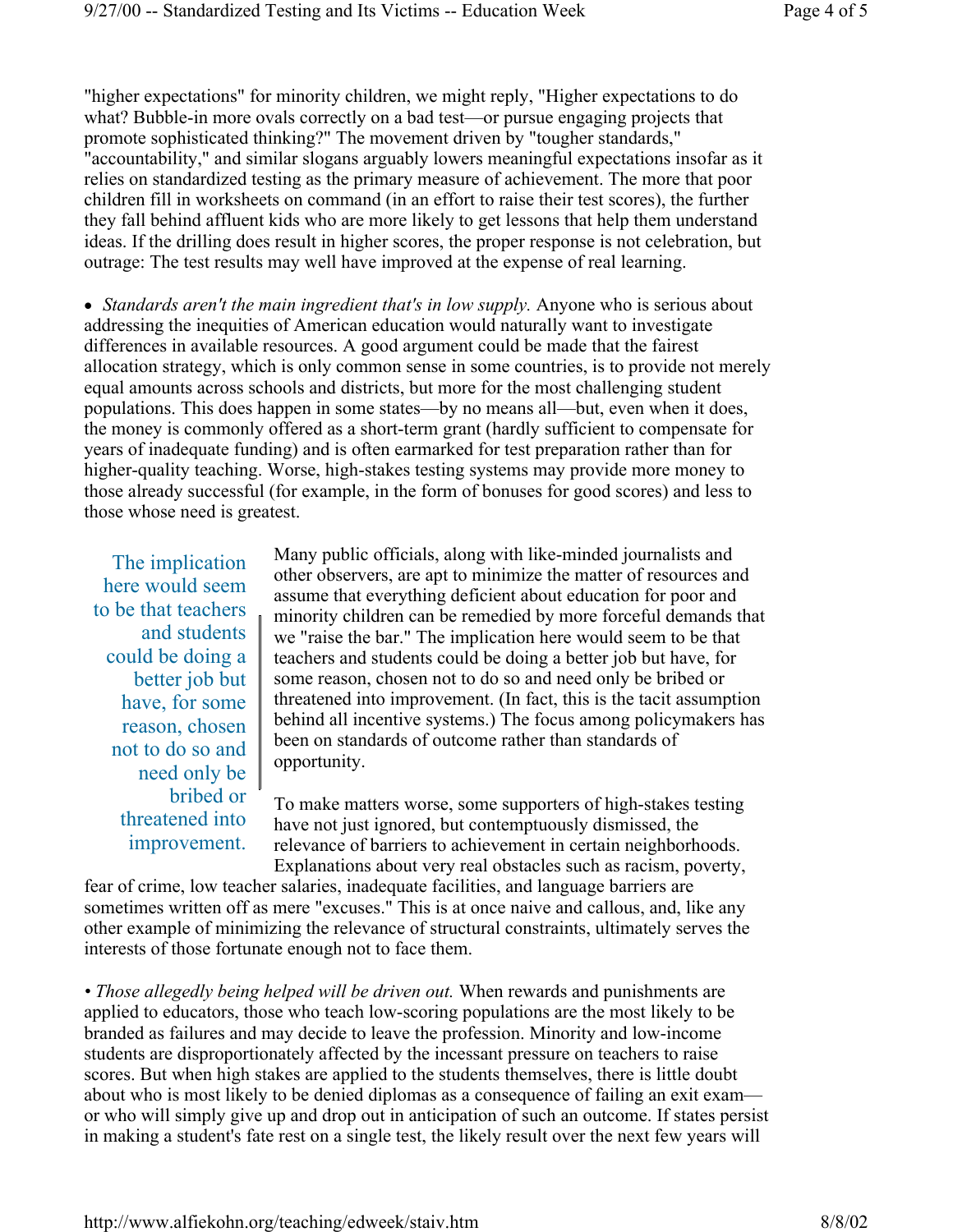"higher expectations" for minority children, we might reply, "Higher expectations to do what? Bubble-in more ovals correctly on a bad test—or pursue engaging projects that promote sophisticated thinking?" The movement driven by "tougher standards," "accountability," and similar slogans arguably lowers meaningful expectations insofar as it relies on standardized testing as the primary measure of achievement. The more that poor children fill in worksheets on command (in an effort to raise their test scores), the further they fall behind affluent kids who are more likely to get lessons that help them understand ideas. If the drilling does result in higher scores, the proper response is not celebration, but outrage: The test results may well have improved at the expense of real learning.

- *Standards aren't the main ingredient that's in low supply.* Anyone who is serious about addressing the inequities of American education would naturally want to investigate differences in available resources. A good argument could be made that the fairest allocation strategy, which is only common sense in some countries, is to provide not merely equal amounts across schools and districts, but more for the most challenging student populations. This does happen in some states—by no means all—but, even when it does, the money is commonly offered as a short-term grant (hardly sufficient to compensate for years of inadequate funding) and is often earmarked for test preparation rather than for higher-quality teaching. Worse, high-stakes testing systems may provide more money to those already successful (for example, in the form of bonuses for good scores) and less to those whose need is greatest.

> The implication here would seem to be that teachers and students could be doing a better job but have, for some reason, chosen not to do so and need only be bribed or threatened into improvement.

Many public officials, along with like-minded journalists and other observers, are apt to minimize the matter of resources and assume that everything deficient about education for poor and minority children can be remedied by more forceful demands that we "raise the bar." The implication here would seem to be that teachers and students could be doing a better job but have, for some reason, chosen not to do so and need only be bribed or threatened into improvement. (In fact, this is the tacit assumption behind all incentive systems.) The focus among policymakers has been on standards of outcome rather than standards of opportunity.

To make matters worse, some supporters of high-stakes testing have not just ignored, but contemptuously dismissed, the relevance of barriers to achievement in certain neighborhoods. Explanations about very real obstacles such as racism, poverty, fear of crime, low teacher salaries, inadequate facilities, and language barriers are sometimes written off as mere "excuses." This is at once naive and callous, and, like any other example of minimizing the relevance of structural constraints, ultimately serves the interests of those fortunate enough not to face them.

- *Those allegedly being helped will be driven out.* When rewards and punishments are applied to educators, those who teach low-scoring populations are the most likely to be branded as failures and may decide to leave the profession. Minority and low-income students are disproportionately affected by the incessant pressure on teachers to raise scores. But when high stakes are applied to the students themselves, there is little doubt about who is most likely to be denied diplomas as a consequence of failing an exit exam—or who will simply give up and drop out in anticipation of such an outcome. If states persist in making a student's fate rest on a single test, the likely result over the next few years will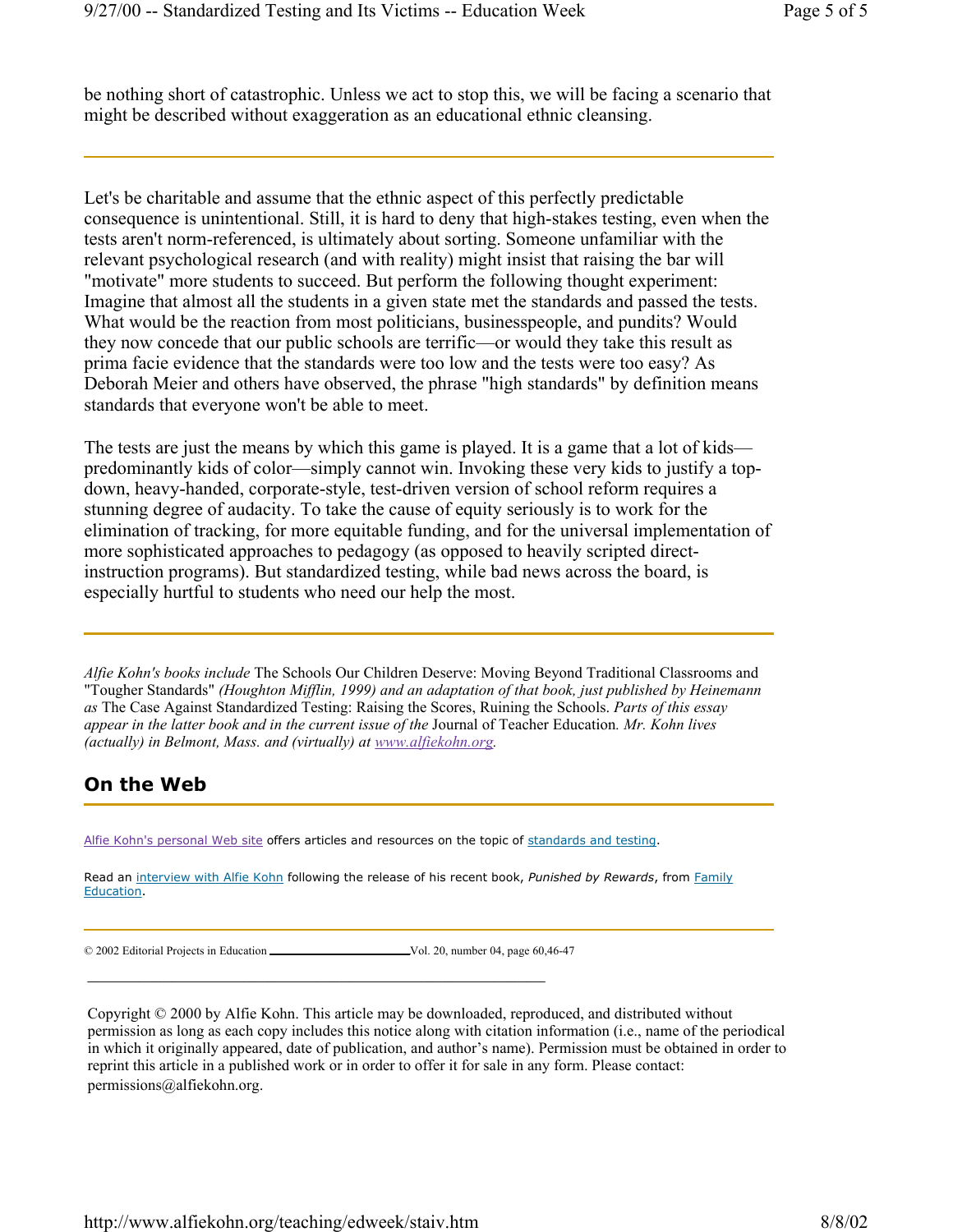be nothing short of catastrophic. Unless we act to stop this, we will be facing a scenario that might be described without exaggeration as an educational ethnic cleansing.

---

Let's be charitable and assume that the ethnic aspect of this perfectly predictable consequence is unintentional. Still, it is hard to deny that high-stakes testing, even when the tests aren't norm-referenced, is ultimately about sorting. Someone unfamiliar with the relevant psychological research (and with reality) might insist that raising the bar will "motivate" more students to succeed. But perform the following thought experiment: Imagine that almost all the students in a given state met the standards and passed the tests. What would be the reaction from most politicians, businesspeople, and pundits? Would they now concede that our public schools are terrific—or would they take this result as prima facie evidence that the standards were too low and the tests were too easy? As Deborah Meier and others have observed, the phrase "high standards" by definition means standards that everyone won't be able to meet.

The tests are just the means by which this game is played. It is a game that a lot of kids—predominantly kids of color—simply cannot win. Invoking these very kids to justify a top-down, heavy-handed, corporate-style, test-driven version of school reform requires a stunning degree of audacity. To take the cause of equity seriously is to work for the elimination of tracking, for more equitable funding, and for the universal implementation of more sophisticated approaches to pedagogy (as opposed to heavily scripted direct-instruction programs). But standardized testing, while bad news across the board, is especially hurtful to students who need our help the most.

---

*Alfie Kohn's books include* The Schools Our Children Deserve: Moving Beyond Traditional Classrooms and "Tougher Standards" *(Houghton Mifflin, 1999) and an adaptation of that book, just published by Heinemann as* The Case Against Standardized Testing: Raising the Scores, Ruining the Schools. *Parts of this essay appear in the latter book and in the current issue of the* Journal of Teacher Education. *Mr. Kohn lives (actually) in Belmont, Mass. and (virtually) at www.alfiekohn.org.*

## On the Web

Alfie Kohn's personal Web site offers articles and resources on the topic of standards and testing.

Read an interview with Alfie Kohn following the release of his recent book, *Punished by Rewards*, from Family Education.

© 2002 Editorial Projects in Education Vol. 20, number 04, page 60,46-47

---

Copyright © 2000 by Alfie Kohn. This article may be downloaded, reproduced, and distributed without permission as long as each copy includes this notice along with citation information (i.e., name of the periodical in which it originally appeared, date of publication, and author's name). Permission must be obtained in order to reprint this article in a published work or in order to offer it for sale in any form. Please contact: permissions@alfiekohn.org.